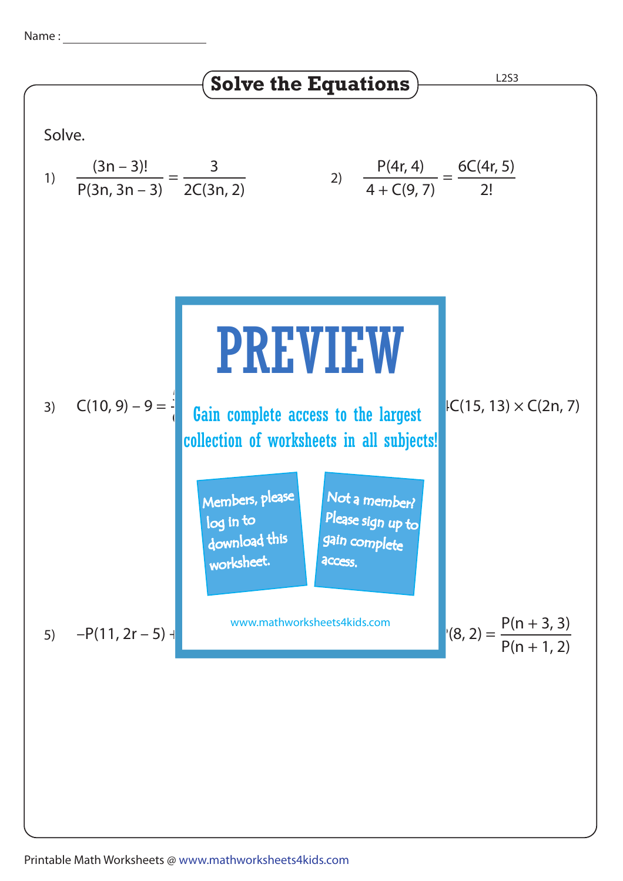Name : ______________________

# Solve the Equations

L2S3

Solve.

1) $\dfrac{(3n - 3)!}{P(3n, 3n - 3)} = \dfrac{3}{2C(3n, 2)}$

2) $\dfrac{P(4r, 4)}{4 + C(9, 7)} = \dfrac{6C(4r, 5)}{2!}$

3) $C(10, 9) - 9 =$ ...

...$C(15, 13) \times C(2n, 7)$

5) $-P(11, 2r - 5) +$ ...

...$(8, 2) = \dfrac{P(n + 3, 3)}{P(n + 1, 2)}$

PREVIEW

Gain complete access to the largest collection of worksheets in all subjects!

Members, please log in to download this worksheet.

Not a member? Please sign up to gain complete access.

www.mathworksheets4kids.com

Printable Math Worksheets @ www.mathworksheets4kids.com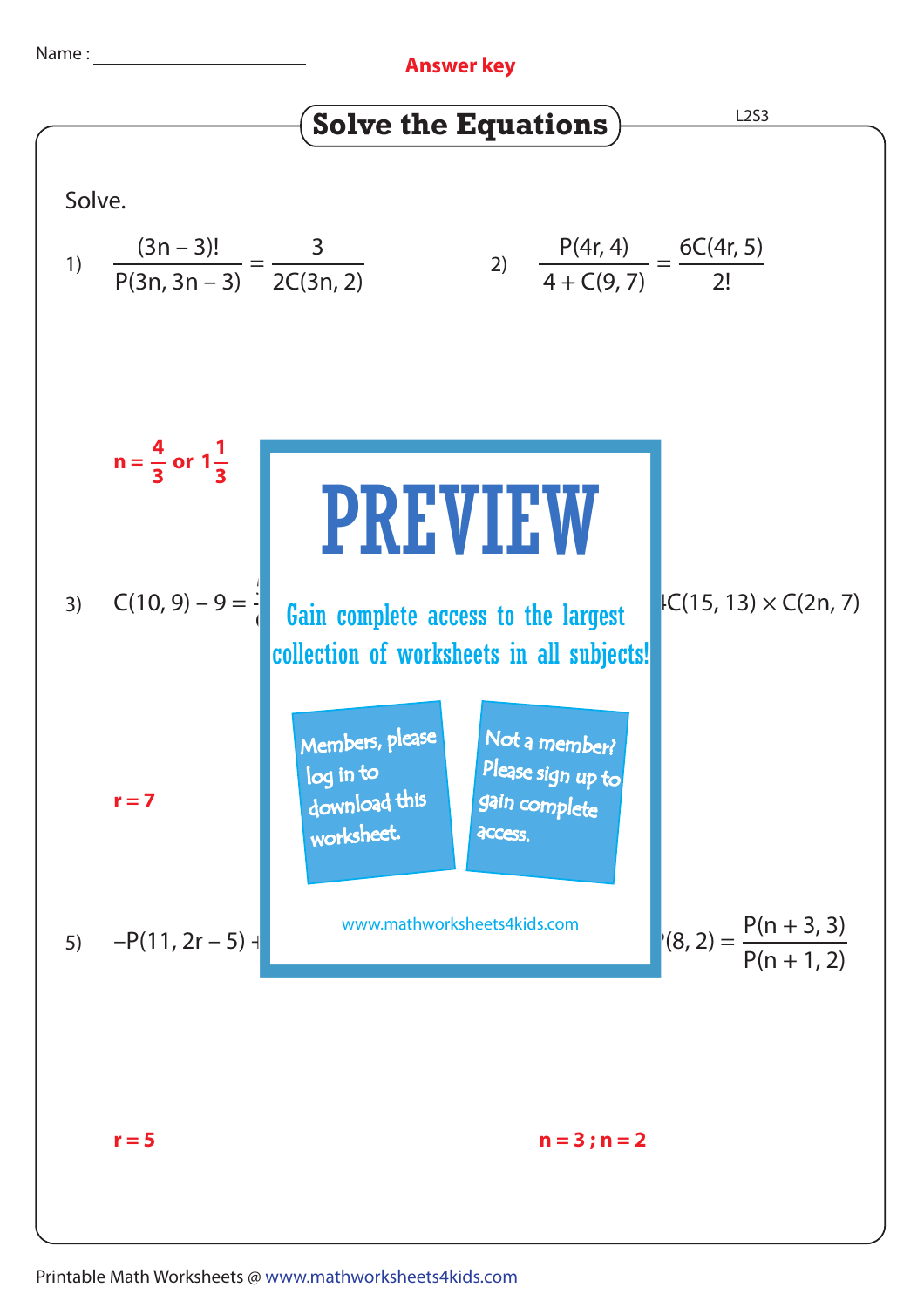Name : ______________________

**Answer key**

# Solve the Equations

L2S3

Solve.

1) $\frac{(3n - 3)!}{P(3n, 3n - 3)} = \frac{3}{2C(3n, 2)}$

**$n = \frac{4}{3}$ or $1\frac{1}{3}$**

2) $\frac{P(4r, 4)}{4 + C(9, 7)} = \frac{6C(4r, 5)}{2!}$

3) $C(10, 9) - 9 =$

**r = 7**

$C(15, 13) \times C(2n, 7)$

5) $-P(11, 2r - 5) +$

**r = 5**

$(8, 2) = \frac{P(n + 3, 3)}{P(n + 1, 2)}$

**n = 3 ; n = 2**

PREVIEW

Gain complete access to the largest collection of worksheets in all subjects!

Members, please log in to download this worksheet.

Not a member? Please sign up to gain complete access.

www.mathworksheets4kids.com

Printable Math Worksheets @ www.mathworksheets4kids.com